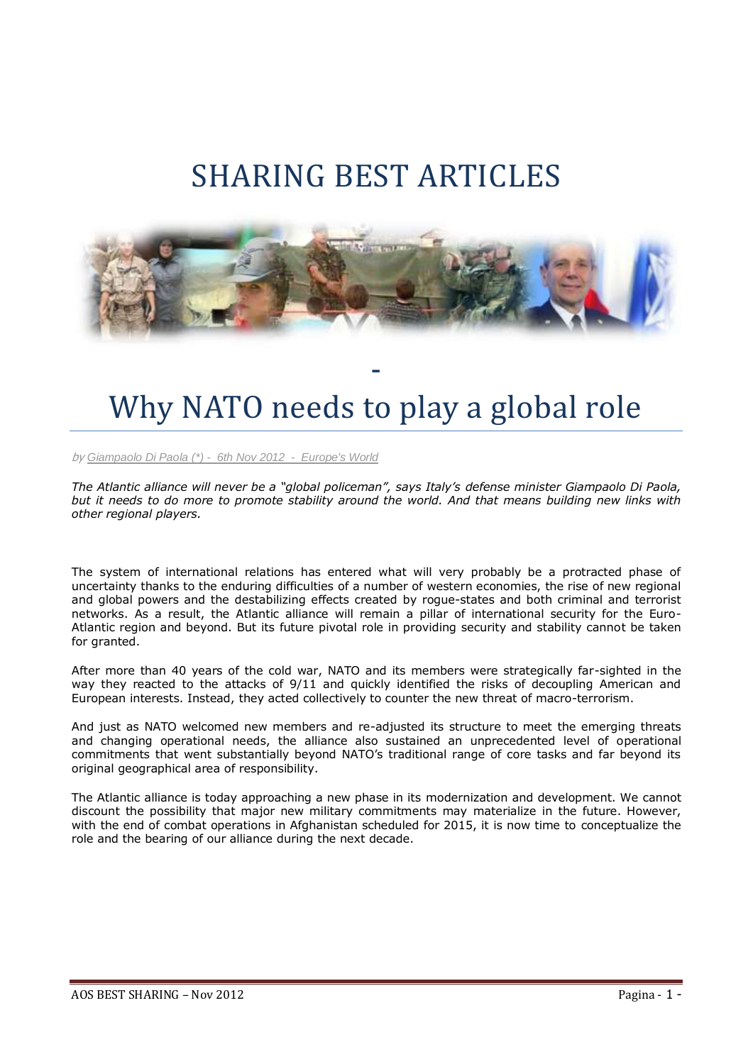# SHARING BEST ARTICLES

-

# Why NATO needs to play a global role

*by Giampaolo Di Paola (\*) - 6th Nov 2012 - Europe's World*

*The Atlantic alliance will never be a "global policeman", says Italy's defense minister Giampaolo Di Paola, but it needs to do more to promote stability around the world. And that means building new links with other regional players.*

The system of international relations has entered what will very probably be a protracted phase of uncertainty thanks to the enduring difficulties of a number of western economies, the rise of new regional and global powers and the destabilizing effects created by rogue-states and both criminal and terrorist networks. As a result, the Atlantic alliance will remain a pillar of international security for the Euro-Atlantic region and beyond. But its future pivotal role in providing security and stability cannot be taken for granted.

After more than 40 years of the cold war, NATO and its members were strategically far-sighted in the way they reacted to the attacks of 9/11 and quickly identified the risks of decoupling American and European interests. Instead, they acted collectively to counter the new threat of macro-terrorism.

And just as NATO welcomed new members and re-adjusted its structure to meet the emerging threats and changing operational needs, the alliance also sustained an unprecedented level of operational commitments that went substantially beyond NATO's traditional range of core tasks and far beyond its original geographical area of responsibility.

The Atlantic alliance is today approaching a new phase in its modernization and development. We cannot discount the possibility that major new military commitments may materialize in the future. However, with the end of combat operations in Afghanistan scheduled for 2015, it is now time to conceptualize the role and the bearing of our alliance during the next decade.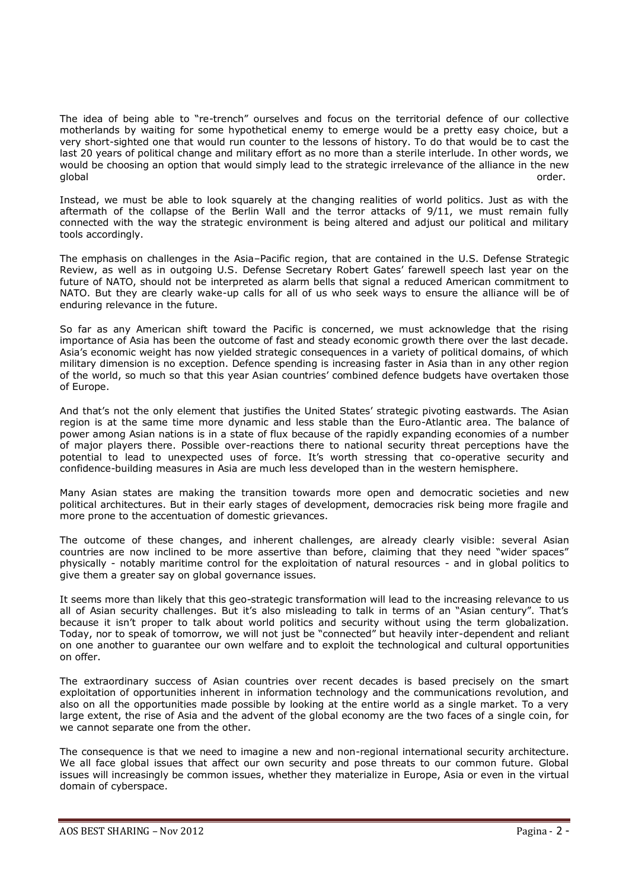The idea of being able to "re-trench" ourselves and focus on the territorial defence of our collective motherlands by waiting for some hypothetical enemy to emerge would be a pretty easy choice, but a very short-sighted one that would run counter to the lessons of history. To do that would be to cast the last 20 years of political change and military effort as no more than a sterile interlude. In other words, we would be choosing an option that would simply lead to the strategic irrelevance of the alliance in the new global order.

Instead, we must be able to look squarely at the changing realities of world politics. Just as with the aftermath of the collapse of the Berlin Wall and the terror attacks of 9/11, we must remain fully connected with the way the strategic environment is being altered and adjust our political and military tools accordingly.

The emphasis on challenges in the Asia–Pacific region, that are contained in the U.S. Defense Strategic Review, as well as in outgoing U.S. Defense Secretary Robert Gates' farewell speech last year on the future of NATO, should not be interpreted as alarm bells that signal a reduced American commitment to NATO. But they are clearly wake-up calls for all of us who seek ways to ensure the alliance will be of enduring relevance in the future.

So far as any American shift toward the Pacific is concerned, we must acknowledge that the rising importance of Asia has been the outcome of fast and steady economic growth there over the last decade. Asia's economic weight has now yielded strategic consequences in a variety of political domains, of which military dimension is no exception. Defence spending is increasing faster in Asia than in any other region of the world, so much so that this year Asian countries' combined defence budgets have overtaken those of Europe.

And that's not the only element that justifies the United States' strategic pivoting eastwards. The Asian region is at the same time more dynamic and less stable than the Euro-Atlantic area. The balance of power among Asian nations is in a state of flux because of the rapidly expanding economies of a number of major players there. Possible over-reactions there to national security threat perceptions have the potential to lead to unexpected uses of force. It's worth stressing that co-operative security and confidence-building measures in Asia are much less developed than in the western hemisphere.

Many Asian states are making the transition towards more open and democratic societies and new political architectures. But in their early stages of development, democracies risk being more fragile and more prone to the accentuation of domestic grievances.

The outcome of these changes, and inherent challenges, are already clearly visible: several Asian countries are now inclined to be more assertive than before, claiming that they need "wider spaces" physically - notably maritime control for the exploitation of natural resources - and in global politics to give them a greater say on global governance issues.

It seems more than likely that this geo-strategic transformation will lead to the increasing relevance to us all of Asian security challenges. But it's also misleading to talk in terms of an "Asian century". That's because it isn't proper to talk about world politics and security without using the term globalization. Today, nor to speak of tomorrow, we will not just be "connected" but heavily inter-dependent and reliant on one another to guarantee our own welfare and to exploit the technological and cultural opportunities on offer.

The extraordinary success of Asian countries over recent decades is based precisely on the smart exploitation of opportunities inherent in information technology and the communications revolution, and also on all the opportunities made possible by looking at the entire world as a single market. To a very large extent, the rise of Asia and the advent of the global economy are the two faces of a single coin, for we cannot separate one from the other.

The consequence is that we need to imagine a new and non-regional international security architecture. We all face global issues that affect our own security and pose threats to our common future. Global issues will increasingly be common issues, whether they materialize in Europe, Asia or even in the virtual domain of cyberspace.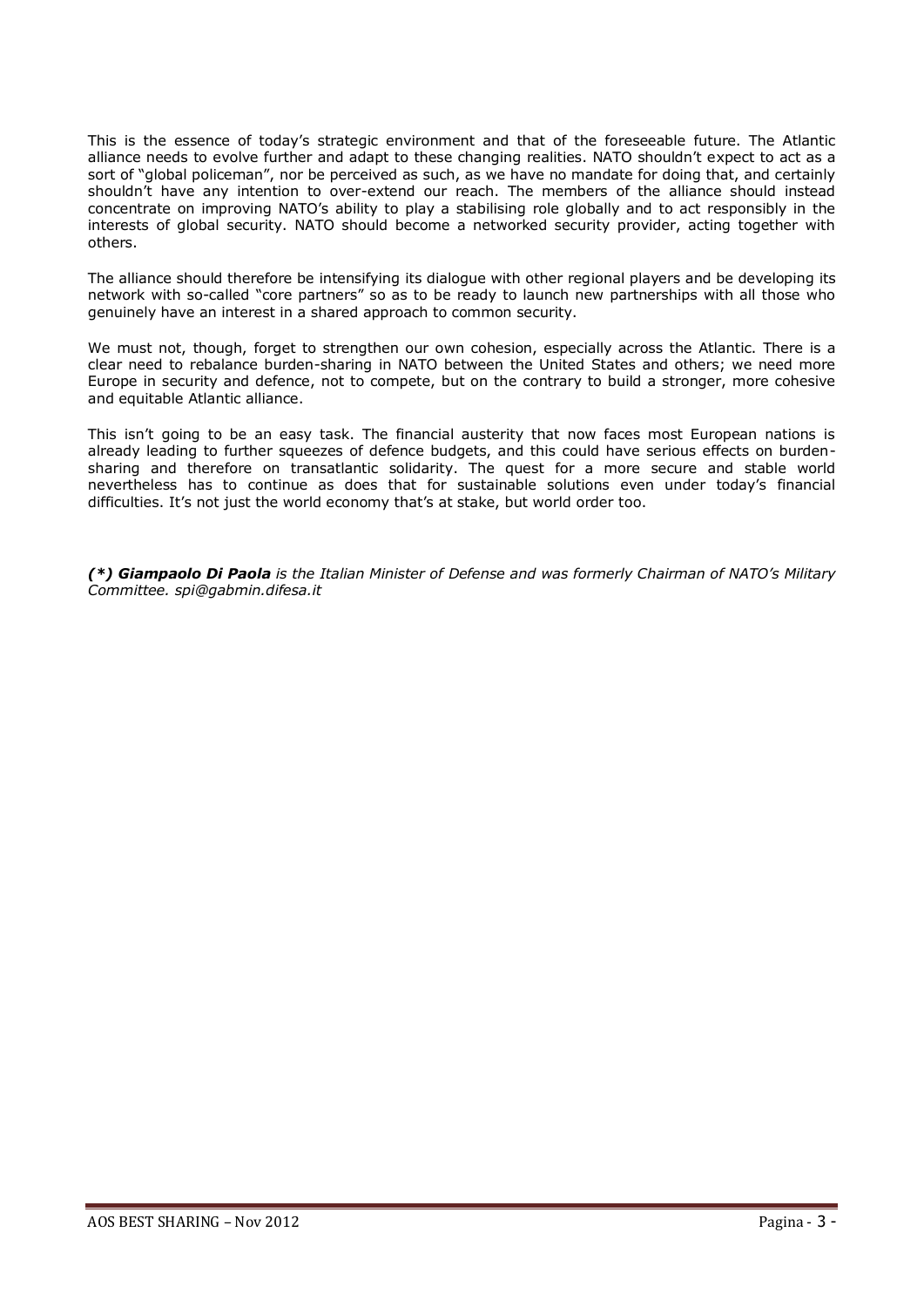This is the essence of today's strategic environment and that of the foreseeable future. The Atlantic alliance needs to evolve further and adapt to these changing realities. NATO shouldn't expect to act as a sort of "global policeman", nor be perceived as such, as we have no mandate for doing that, and certainly shouldn't have any intention to over-extend our reach. The members of the alliance should instead concentrate on improving NATO's ability to play a stabilising role globally and to act responsibly in the interests of global security. NATO should become a networked security provider, acting together with others.

The alliance should therefore be intensifying its dialogue with other regional players and be developing its network with so-called "core partners" so as to be ready to launch new partnerships with all those who genuinely have an interest in a shared approach to common security.

We must not, though, forget to strengthen our own cohesion, especially across the Atlantic. There is a clear need to rebalance burden-sharing in NATO between the United States and others; we need more Europe in security and defence, not to compete, but on the contrary to build a stronger, more cohesive and equitable Atlantic alliance.

This isn't going to be an easy task. The financial austerity that now faces most European nations is already leading to further squeezes of defence budgets, and this could have serious effects on burden-sharing and therefore on transatlantic solidarity. The quest for a more secure and stable world nevertheless has to continue as does that for sustainable solutions even under today's financial difficulties. It's not just the world economy that's at stake, but world order too.

***(\*) Giampaolo Di Paola*** *is the Italian Minister of Defense and was formerly Chairman of NATO's Military Committee. spi@gabmin.difesa.it*